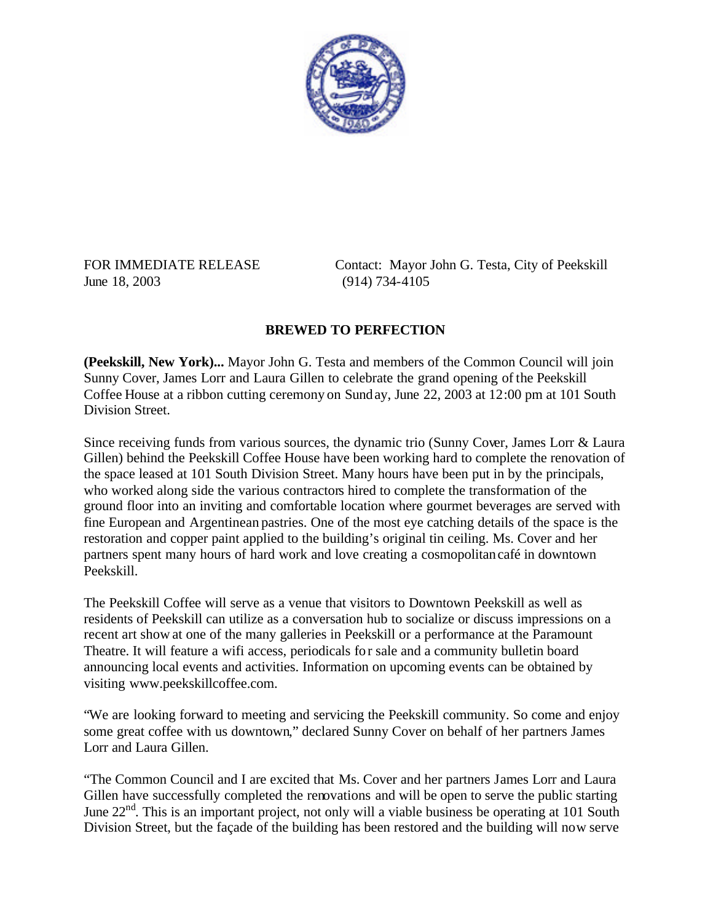FOR IMMEDIATE RELEASE
June 18, 2003

Contact: Mayor John G. Testa, City of Peekskill
(914) 734-4105

## BREWED TO PERFECTION

**(Peekskill, New York)...** Mayor John G. Testa and members of the Common Council will join Sunny Cover, James Lorr and Laura Gillen to celebrate the grand opening of the Peekskill Coffee House at a ribbon cutting ceremony on Sunday, June 22, 2003 at 12:00 pm at 101 South Division Street.

Since receiving funds from various sources, the dynamic trio (Sunny Cover, James Lorr & Laura Gillen) behind the Peekskill Coffee House have been working hard to complete the renovation of the space leased at 101 South Division Street. Many hours have been put in by the principals, who worked along side the various contractors hired to complete the transformation of the ground floor into an inviting and comfortable location where gourmet beverages are served with fine European and Argentinean pastries. One of the most eye catching details of the space is the restoration and copper paint applied to the building's original tin ceiling. Ms. Cover and her partners spent many hours of hard work and love creating a cosmopolitan café in downtown Peekskill.

The Peekskill Coffee will serve as a venue that visitors to Downtown Peekskill as well as residents of Peekskill can utilize as a conversation hub to socialize or discuss impressions on a recent art show at one of the many galleries in Peekskill or a performance at the Paramount Theatre. It will feature a wifi access, periodicals for sale and a community bulletin board announcing local events and activities. Information on upcoming events can be obtained by visiting www.peekskillcoffee.com.

"We are looking forward to meeting and servicing the Peekskill community. So come and enjoy some great coffee with us downtown," declared Sunny Cover on behalf of her partners James Lorr and Laura Gillen.

"The Common Council and I are excited that Ms. Cover and her partners James Lorr and Laura Gillen have successfully completed the renovations and will be open to serve the public starting June 22nd. This is an important project, not only will a viable business be operating at 101 South Division Street, but the façade of the building has been restored and the building will now serve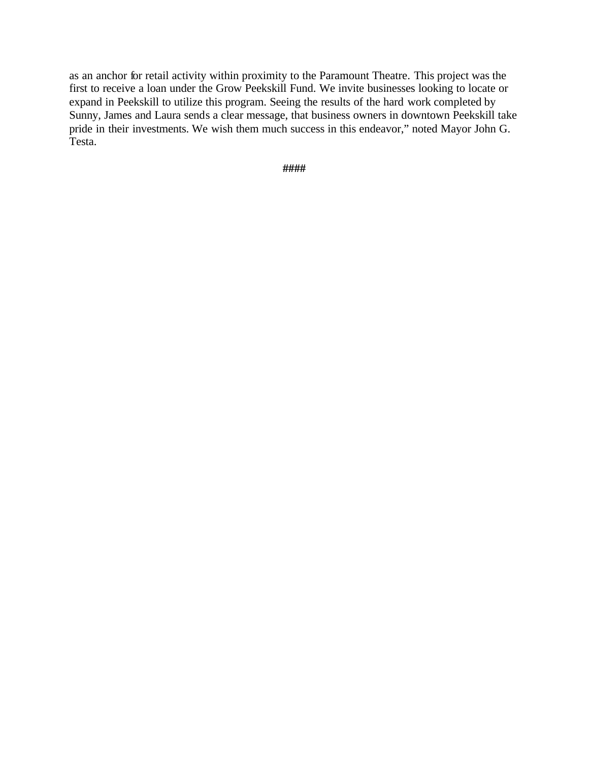as an anchor for retail activity within proximity to the Paramount Theatre. This project was the first to receive a loan under the Grow Peekskill Fund. We invite businesses looking to locate or expand in Peekskill to utilize this program. Seeing the results of the hard work completed by Sunny, James and Laura sends a clear message, that business owners in downtown Peekskill take pride in their investments. We wish them much success in this endeavor," noted Mayor John G. Testa.

####